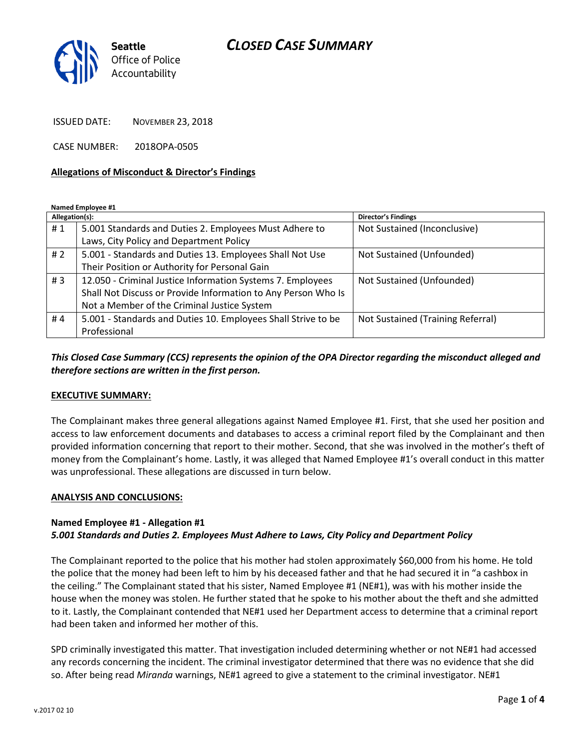# CLOSED CASE SUMMARY

Seattle Office of Police Accountability

ISSUED DATE: NOVEMBER 23, 2018

CASE NUMBER: 2018OPA-0505

**Allegations of Misconduct & Director's Findings**

**Named Employee #1**

| Allegation(s): | | Director's Findings |
|---|---|---|
| # 1 | 5.001 Standards and Duties 2. Employees Must Adhere to Laws, City Policy and Department Policy | Not Sustained (Inconclusive) |
| # 2 | 5.001 - Standards and Duties 13. Employees Shall Not Use Their Position or Authority for Personal Gain | Not Sustained (Unfounded) |
| # 3 | 12.050 - Criminal Justice Information Systems 7. Employees Shall Not Discuss or Provide Information to Any Person Who Is Not a Member of the Criminal Justice System | Not Sustained (Unfounded) |
| # 4 | 5.001 - Standards and Duties 10. Employees Shall Strive to be Professional | Not Sustained (Training Referral) |

***This Closed Case Summary (CCS) represents the opinion of the OPA Director regarding the misconduct alleged and therefore sections are written in the first person.***

**EXECUTIVE SUMMARY:**

The Complainant makes three general allegations against Named Employee #1. First, that she used her position and access to law enforcement documents and databases to access a criminal report filed by the Complainant and then provided information concerning that report to their mother. Second, that she was involved in the mother's theft of money from the Complainant's home. Lastly, it was alleged that Named Employee #1's overall conduct in this matter was unprofessional. These allegations are discussed in turn below.

**ANALYSIS AND CONCLUSIONS:**

**Named Employee #1 - Allegation #1**
***5.001 Standards and Duties 2. Employees Must Adhere to Laws, City Policy and Department Policy***

The Complainant reported to the police that his mother had stolen approximately $60,000 from his home. He told the police that the money had been left to him by his deceased father and that he had secured it in "a cashbox in the ceiling." The Complainant stated that his sister, Named Employee #1 (NE#1), was with his mother inside the house when the money was stolen. He further stated that he spoke to his mother about the theft and she admitted to it. Lastly, the Complainant contended that NE#1 used her Department access to determine that a criminal report had been taken and informed her mother of this.

SPD criminally investigated this matter. That investigation included determining whether or not NE#1 had accessed any records concerning the incident. The criminal investigator determined that there was no evidence that she did so. After being read *Miranda* warnings, NE#1 agreed to give a statement to the criminal investigator. NE#1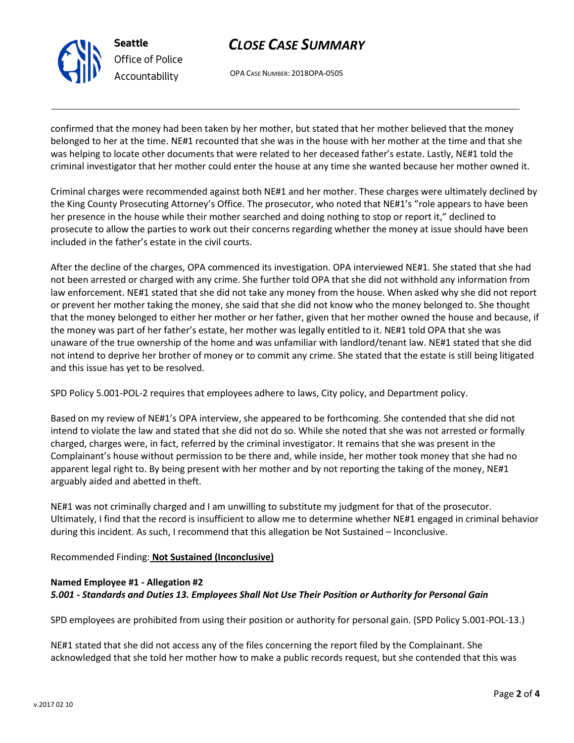confirmed that the money had been taken by her mother, but stated that her mother believed that the money belonged to her at the time. NE#1 recounted that she was in the house with her mother at the time and that she was helping to locate other documents that were related to her deceased father's estate. Lastly, NE#1 told the criminal investigator that her mother could enter the house at any time she wanted because her mother owned it.

Criminal charges were recommended against both NE#1 and her mother. These charges were ultimately declined by the King County Prosecuting Attorney's Office. The prosecutor, who noted that NE#1's "role appears to have been her presence in the house while their mother searched and doing nothing to stop or report it," declined to prosecute to allow the parties to work out their concerns regarding whether the money at issue should have been included in the father's estate in the civil courts.

After the decline of the charges, OPA commenced its investigation. OPA interviewed NE#1. She stated that she had not been arrested or charged with any crime. She further told OPA that she did not withhold any information from law enforcement. NE#1 stated that she did not take any money from the house. When asked why she did not report or prevent her mother taking the money, she said that she did not know who the money belonged to. She thought that the money belonged to either her mother or her father, given that her mother owned the house and because, if the money was part of her father's estate, her mother was legally entitled to it. NE#1 told OPA that she was unaware of the true ownership of the home and was unfamiliar with landlord/tenant law. NE#1 stated that she did not intend to deprive her brother of money or to commit any crime. She stated that the estate is still being litigated and this issue has yet to be resolved.

SPD Policy 5.001-POL-2 requires that employees adhere to laws, City policy, and Department policy.

Based on my review of NE#1's OPA interview, she appeared to be forthcoming. She contended that she did not intend to violate the law and stated that she did not do so. While she noted that she was not arrested or formally charged, charges were, in fact, referred by the criminal investigator. It remains that she was present in the Complainant's house without permission to be there and, while inside, her mother took money that she had no apparent legal right to. By being present with her mother and by not reporting the taking of the money, NE#1 arguably aided and abetted in theft.

NE#1 was not criminally charged and I am unwilling to substitute my judgment for that of the prosecutor. Ultimately, I find that the record is insufficient to allow me to determine whether NE#1 engaged in criminal behavior during this incident. As such, I recommend that this allegation be Not Sustained – Inconclusive.

Recommended Finding: **Not Sustained (Inconclusive)**

**Named Employee #1 - Allegation #2**
***5.001 - Standards and Duties 13. Employees Shall Not Use Their Position or Authority for Personal Gain***

SPD employees are prohibited from using their position or authority for personal gain. (SPD Policy 5.001-POL-13.)

NE#1 stated that she did not access any of the files concerning the report filed by the Complainant. She acknowledged that she told her mother how to make a public records request, but she contended that this was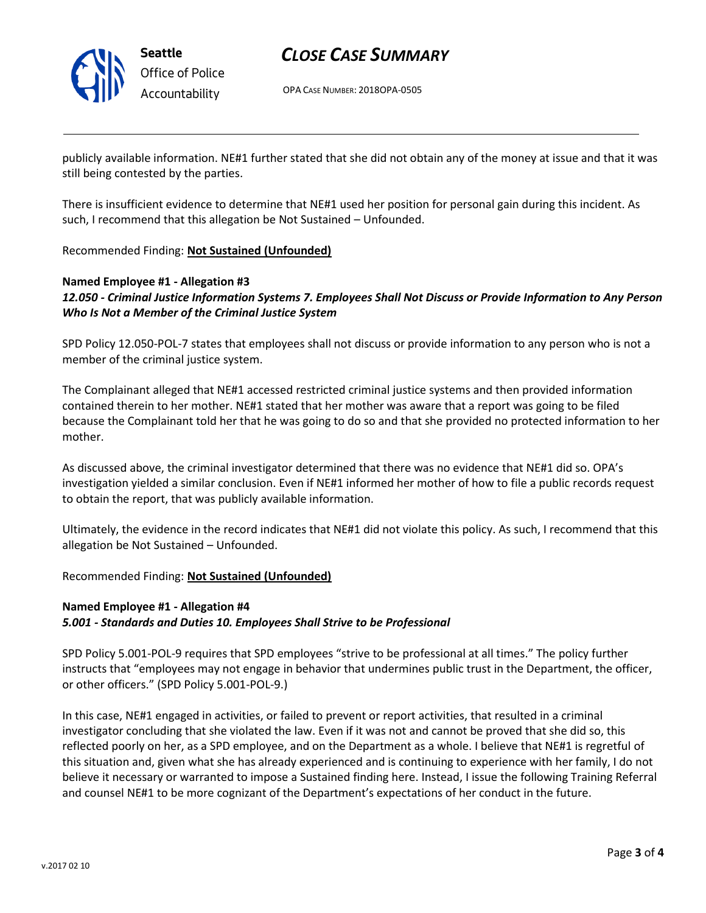publicly available information. NE#1 further stated that she did not obtain any of the money at issue and that it was still being contested by the parties.

There is insufficient evidence to determine that NE#1 used her position for personal gain during this incident. As such, I recommend that this allegation be Not Sustained – Unfounded.

Recommended Finding: **Not Sustained (Unfounded)**

**Named Employee #1 - Allegation #3**
***12.050 - Criminal Justice Information Systems 7. Employees Shall Not Discuss or Provide Information to Any Person Who Is Not a Member of the Criminal Justice System***

SPD Policy 12.050-POL-7 states that employees shall not discuss or provide information to any person who is not a member of the criminal justice system.

The Complainant alleged that NE#1 accessed restricted criminal justice systems and then provided information contained therein to her mother. NE#1 stated that her mother was aware that a report was going to be filed because the Complainant told her that he was going to do so and that she provided no protected information to her mother.

As discussed above, the criminal investigator determined that there was no evidence that NE#1 did so. OPA's investigation yielded a similar conclusion. Even if NE#1 informed her mother of how to file a public records request to obtain the report, that was publicly available information.

Ultimately, the evidence in the record indicates that NE#1 did not violate this policy. As such, I recommend that this allegation be Not Sustained – Unfounded.

Recommended Finding: **Not Sustained (Unfounded)**

**Named Employee #1 - Allegation #4**
***5.001 - Standards and Duties 10. Employees Shall Strive to be Professional***

SPD Policy 5.001-POL-9 requires that SPD employees "strive to be professional at all times." The policy further instructs that "employees may not engage in behavior that undermines public trust in the Department, the officer, or other officers." (SPD Policy 5.001-POL-9.)

In this case, NE#1 engaged in activities, or failed to prevent or report activities, that resulted in a criminal investigator concluding that she violated the law. Even if it was not and cannot be proved that she did so, this reflected poorly on her, as a SPD employee, and on the Department as a whole. I believe that NE#1 is regretful of this situation and, given what she has already experienced and is continuing to experience with her family, I do not believe it necessary or warranted to impose a Sustained finding here. Instead, I issue the following Training Referral and counsel NE#1 to be more cognizant of the Department's expectations of her conduct in the future.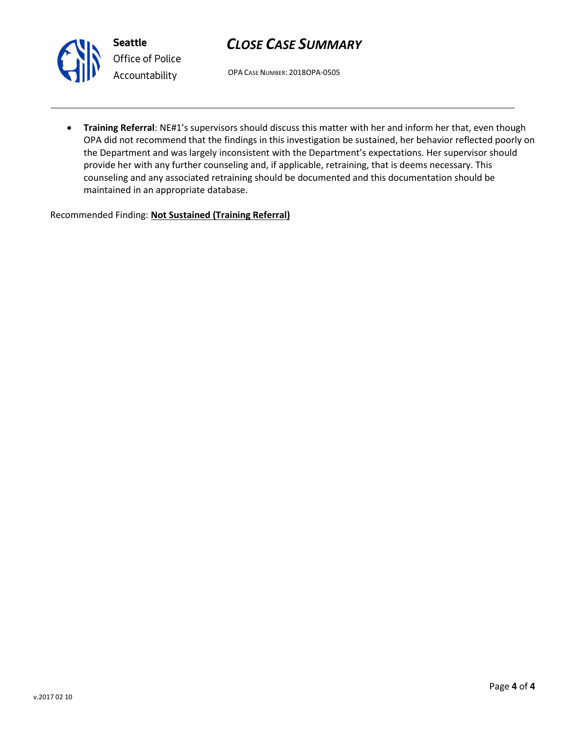- **Training Referral**: NE#1's supervisors should discuss this matter with her and inform her that, even though OPA did not recommend that the findings in this investigation be sustained, her behavior reflected poorly on the Department and was largely inconsistent with the Department's expectations. Her supervisor should provide her with any further counseling and, if applicable, retraining, that is deems necessary. This counseling and any associated retraining should be documented and this documentation should be maintained in an appropriate database.

Recommended Finding: **Not Sustained (Training Referral)**